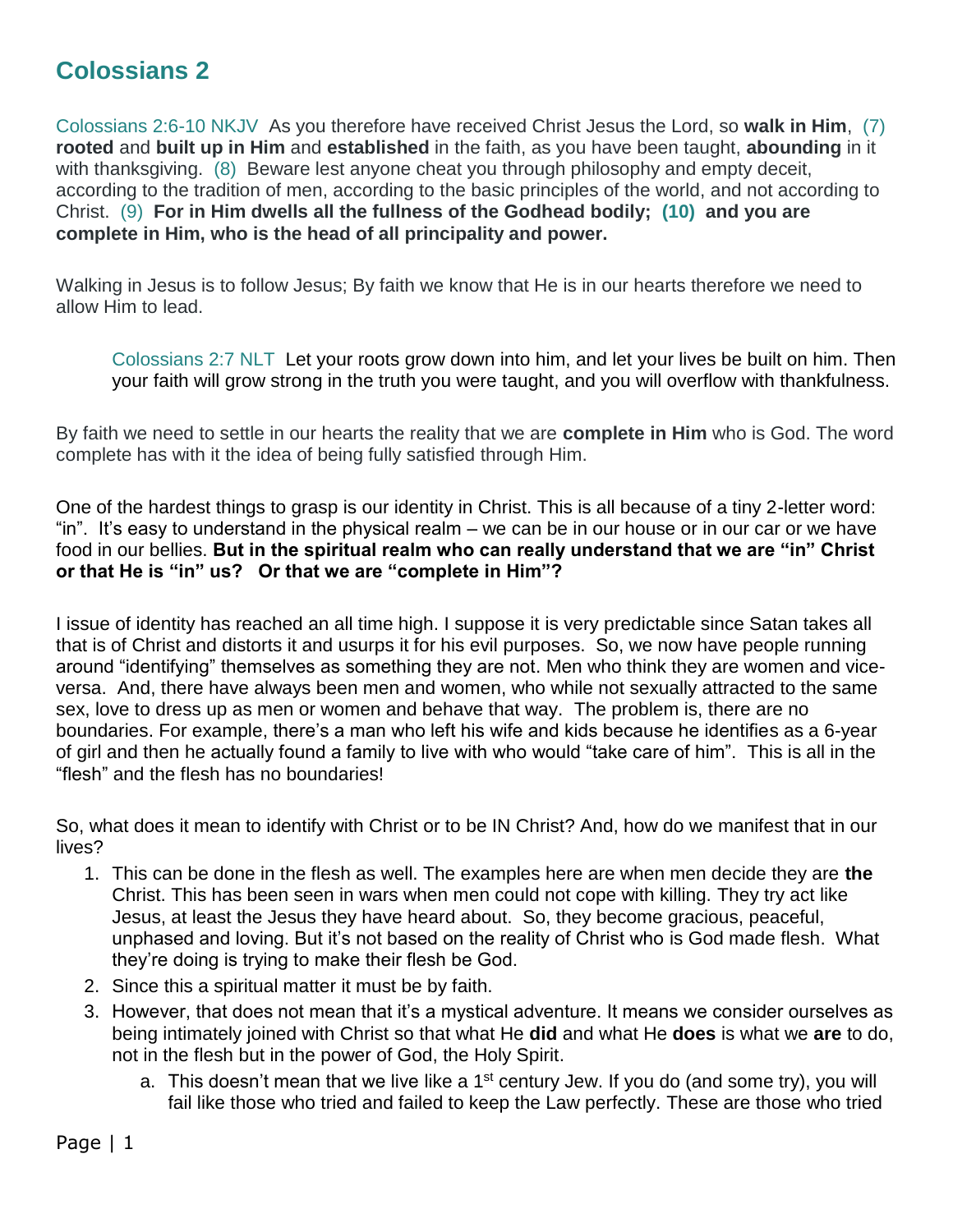# Colossians 2

Colossians 2:6-10 NKJV As you therefore have received Christ Jesus the Lord, so **walk in Him**, (7) **rooted** and **built up in Him** and **established** in the faith, as you have been taught, **abounding** in it with thanksgiving. (8) Beware lest anyone cheat you through philosophy and empty deceit, according to the tradition of men, according to the basic principles of the world, and not according to Christ. (9) **For in Him dwells all the fullness of the Godhead bodily; (10) and you are complete in Him, who is the head of all principality and power.**

Walking in Jesus is to follow Jesus; By faith we know that He is in our hearts therefore we need to allow Him to lead.

> Colossians 2:7 NLT Let your roots grow down into him, and let your lives be built on him. Then your faith will grow strong in the truth you were taught, and you will overflow with thankfulness.

By faith we need to settle in our hearts the reality that we are **complete in Him** who is God. The word complete has with it the idea of being fully satisfied through Him.

One of the hardest things to grasp is our identity in Christ. This is all because of a tiny 2-letter word: "in". It's easy to understand in the physical realm – we can be in our house or in our car or we have food in our bellies. **But in the spiritual realm who can really understand that we are "in" Christ or that He is "in" us? Or that we are "complete in Him"?**

I issue of identity has reached an all time high. I suppose it is very predictable since Satan takes all that is of Christ and distorts it and usurps it for his evil purposes. So, we now have people running around "identifying" themselves as something they are not. Men who think they are women and vice-versa. And, there have always been men and women, who while not sexually attracted to the same sex, love to dress up as men or women and behave that way. The problem is, there are no boundaries. For example, there's a man who left his wife and kids because he identifies as a 6-year of girl and then he actually found a family to live with who would "take care of him". This is all in the "flesh" and the flesh has no boundaries!

So, what does it mean to identify with Christ or to be IN Christ? And, how do we manifest that in our lives?

1. This can be done in the flesh as well. The examples here are when men decide they are **the** Christ. This has been seen in wars when men could not cope with killing. They try act like Jesus, at least the Jesus they have heard about. So, they become gracious, peaceful, unphased and loving. But it's not based on the reality of Christ who is God made flesh. What they're doing is trying to make their flesh be God.
2. Since this a spiritual matter it must be by faith.
3. However, that does not mean that it's a mystical adventure. It means we consider ourselves as being intimately joined with Christ so that what He **did** and what He **does** is what we **are** to do, not in the flesh but in the power of God, the Holy Spirit.
   a. This doesn't mean that we live like a 1st century Jew. If you do (and some try), you will fail like those who tried and failed to keep the Law perfectly. These are those who tried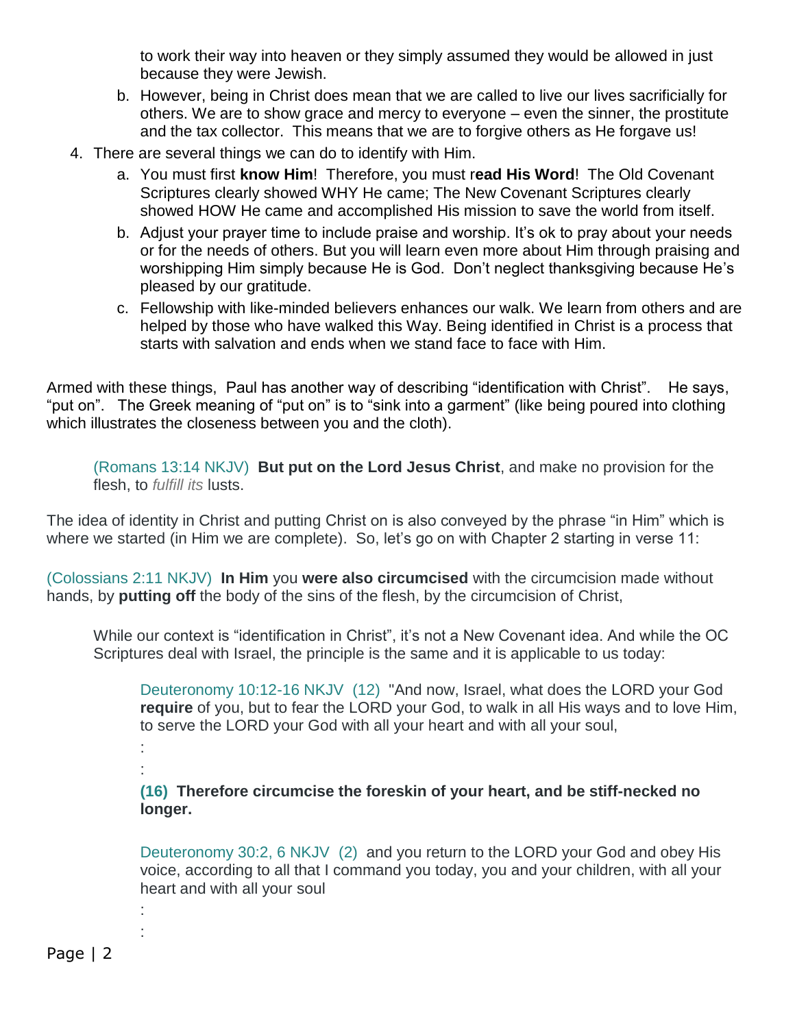to work their way into heaven or they simply assumed they would be allowed in just because they were Jewish.

   b. However, being in Christ does mean that we are called to live our lives sacrificially for others. We are to show grace and mercy to everyone – even the sinner, the prostitute and the tax collector. This means that we are to forgive others as He forgave us!

4. There are several things we can do to identify with Him.
   a. You must first **know Him**! Therefore, you must r**ead His Word**! The Old Covenant Scriptures clearly showed WHY He came; The New Covenant Scriptures clearly showed HOW He came and accomplished His mission to save the world from itself.
   b. Adjust your prayer time to include praise and worship. It's ok to pray about your needs or for the needs of others. But you will learn even more about Him through praising and worshipping Him simply because He is God. Don't neglect thanksgiving because He's pleased by our gratitude.
   c. Fellowship with like-minded believers enhances our walk. We learn from others and are helped by those who have walked this Way. Being identified in Christ is a process that starts with salvation and ends when we stand face to face with Him.

Armed with these things, Paul has another way of describing "identification with Christ". He says, "put on". The Greek meaning of "put on" is to "sink into a garment" (like being poured into clothing which illustrates the closeness between you and the cloth).

> (Romans 13:14 NKJV) **But put on the Lord Jesus Christ**, and make no provision for the flesh, to *fulfill its* lusts.

The idea of identity in Christ and putting Christ on is also conveyed by the phrase "in Him" which is where we started (in Him we are complete). So, let's go on with Chapter 2 starting in verse 11:

(Colossians 2:11 NKJV) **In Him** you **were also circumcised** with the circumcision made without hands, by **putting off** the body of the sins of the flesh, by the circumcision of Christ,

> While our context is "identification in Christ", it's not a New Covenant idea. And while the OC Scriptures deal with Israel, the principle is the same and it is applicable to us today:
>
> > Deuteronomy 10:12-16 NKJV (12) "And now, Israel, what does the LORD your God **require** of you, but to fear the LORD your God, to walk in all His ways and to love Him, to serve the LORD your God with all your heart and with all your soul,
> >
> > :
> >
> > :
> >
> > **(16) Therefore circumcise the foreskin of your heart, and be stiff-necked no longer.**
> >
> > Deuteronomy 30:2, 6 NKJV (2) and you return to the LORD your God and obey His voice, according to all that I command you today, you and your children, with all your heart and with all your soul
> >
> > :
> >
> > :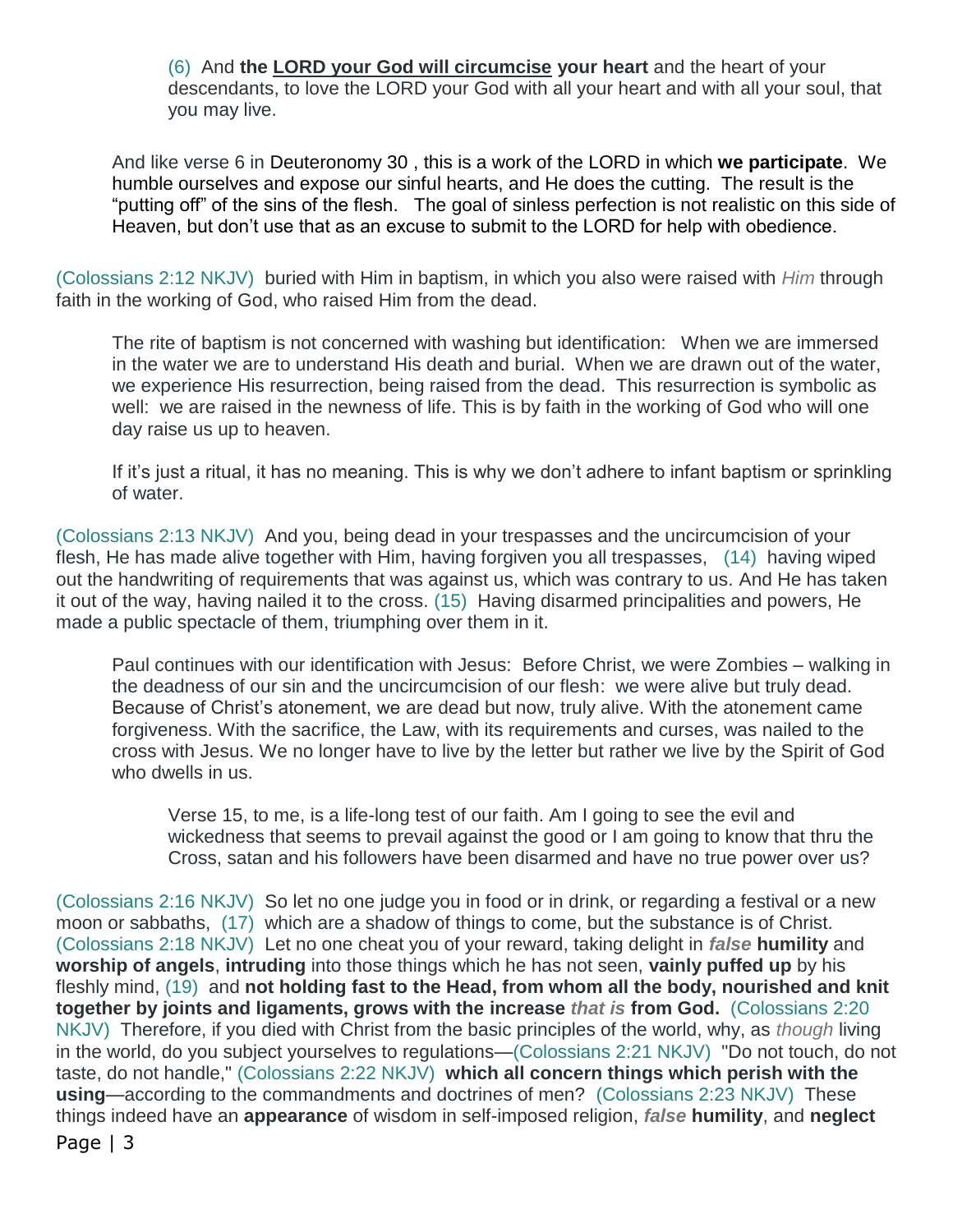(6) And **the <u>LORD your God will circumcise</u> your heart** and the heart of your descendants, to love the LORD your God with all your heart and with all your soul, that you may live.

And like verse 6 in Deuteronomy 30 , this is a work of the LORD in which **we participate**. We humble ourselves and expose our sinful hearts, and He does the cutting. The result is the "putting off" of the sins of the flesh. The goal of sinless perfection is not realistic on this side of Heaven, but don't use that as an excuse to submit to the LORD for help with obedience.

(Colossians 2:12 NKJV) buried with Him in baptism, in which you also were raised with *Him* through faith in the working of God, who raised Him from the dead.

The rite of baptism is not concerned with washing but identification: When we are immersed in the water we are to understand His death and burial. When we are drawn out of the water, we experience His resurrection, being raised from the dead. This resurrection is symbolic as well: we are raised in the newness of life. This is by faith in the working of God who will one day raise us up to heaven.

If it's just a ritual, it has no meaning. This is why we don't adhere to infant baptism or sprinkling of water.

(Colossians 2:13 NKJV) And you, being dead in your trespasses and the uncircumcision of your flesh, He has made alive together with Him, having forgiven you all trespasses, (14) having wiped out the handwriting of requirements that was against us, which was contrary to us. And He has taken it out of the way, having nailed it to the cross. (15) Having disarmed principalities and powers, He made a public spectacle of them, triumphing over them in it.

Paul continues with our identification with Jesus: Before Christ, we were Zombies – walking in the deadness of our sin and the uncircumcision of our flesh: we were alive but truly dead. Because of Christ's atonement, we are dead but now, truly alive. With the atonement came forgiveness. With the sacrifice, the Law, with its requirements and curses, was nailed to the cross with Jesus. We no longer have to live by the letter but rather we live by the Spirit of God who dwells in us.

Verse 15, to me, is a life-long test of our faith. Am I going to see the evil and wickedness that seems to prevail against the good or I am going to know that thru the Cross, satan and his followers have been disarmed and have no true power over us?

(Colossians 2:16 NKJV) So let no one judge you in food or in drink, or regarding a festival or a new moon or sabbaths, (17) which are a shadow of things to come, but the substance is of Christ. (Colossians 2:18 NKJV) Let no one cheat you of your reward, taking delight in ***false*** **humility** and **worship of angels**, **intruding** into those things which he has not seen, **vainly puffed up** by his fleshly mind, (19) and **not holding fast to the Head, from whom all the body, nourished and knit together by joints and ligaments, grows with the increase *that is* from God.** (Colossians 2:20 NKJV) Therefore, if you died with Christ from the basic principles of the world, why, as *though* living in the world, do you subject yourselves to regulations—(Colossians 2:21 NKJV) "Do not touch, do not taste, do not handle," (Colossians 2:22 NKJV) **which all concern things which perish with the using**—according to the commandments and doctrines of men? (Colossians 2:23 NKJV) These things indeed have an **appearance** of wisdom in self-imposed religion, ***false*** **humility**, and **neglect**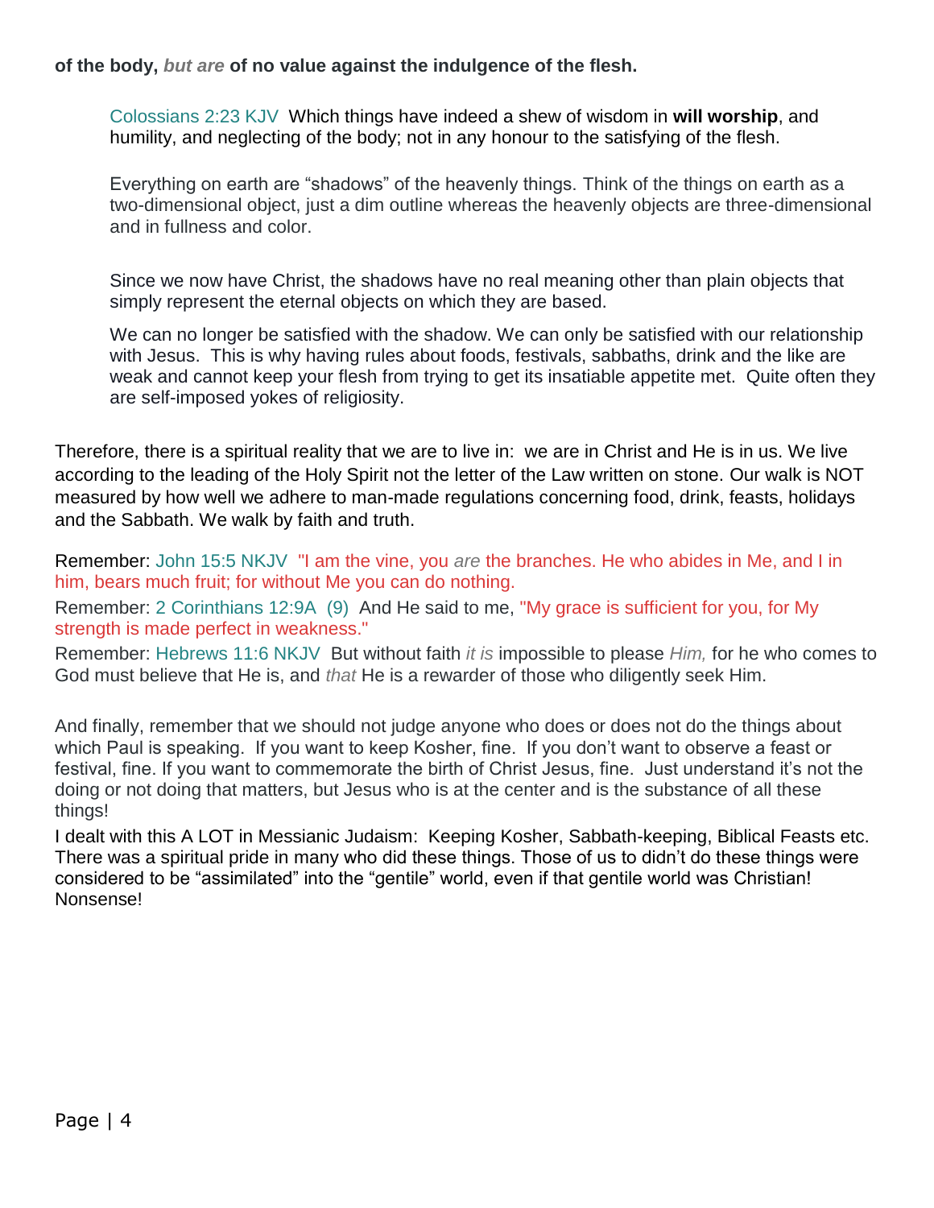**of the body, *but are* of no value against the indulgence of the flesh.**

> Colossians 2:23 KJV  Which things have indeed a shew of wisdom in **will worship**, and humility, and neglecting of the body; not in any honour to the satisfying of the flesh.
>
> Everything on earth are "shadows" of the heavenly things. Think of the things on earth as a two-dimensional object, just a dim outline whereas the heavenly objects are three-dimensional and in fullness and color.
>
> Since we now have Christ, the shadows have no real meaning other than plain objects that simply represent the eternal objects on which they are based.
>
> We can no longer be satisfied with the shadow. We can only be satisfied with our relationship with Jesus.  This is why having rules about foods, festivals, sabbaths, drink and the like are weak and cannot keep your flesh from trying to get its insatiable appetite met.  Quite often they are self-imposed yokes of religiosity.

Therefore, there is a spiritual reality that we are to live in:  we are in Christ and He is in us. We live according to the leading of the Holy Spirit not the letter of the Law written on stone. Our walk is NOT measured by how well we adhere to man-made regulations concerning food, drink, feasts, holidays and the Sabbath. We walk by faith and truth.

Remember: John 15:5 NKJV  "I am the vine, you *are* the branches. He who abides in Me, and I in him, bears much fruit; for without Me you can do nothing.

Remember: 2 Corinthians 12:9A  (9)  And He said to me, "My grace is sufficient for you, for My strength is made perfect in weakness."

Remember: Hebrews 11:6 NKJV  But without faith *it is* impossible to please *Him,* for he who comes to God must believe that He is, and *that* He is a rewarder of those who diligently seek Him.

And finally, remember that we should not judge anyone who does or does not do the things about which Paul is speaking.  If you want to keep Kosher, fine.  If you don't want to observe a feast or festival, fine. If you want to commemorate the birth of Christ Jesus, fine.  Just understand it's not the doing or not doing that matters, but Jesus who is at the center and is the substance of all these things!

I dealt with this A LOT in Messianic Judaism:  Keeping Kosher, Sabbath-keeping, Biblical Feasts etc. There was a spiritual pride in many who did these things. Those of us to didn't do these things were considered to be "assimilated" into the "gentile" world, even if that gentile world was Christian! Nonsense!